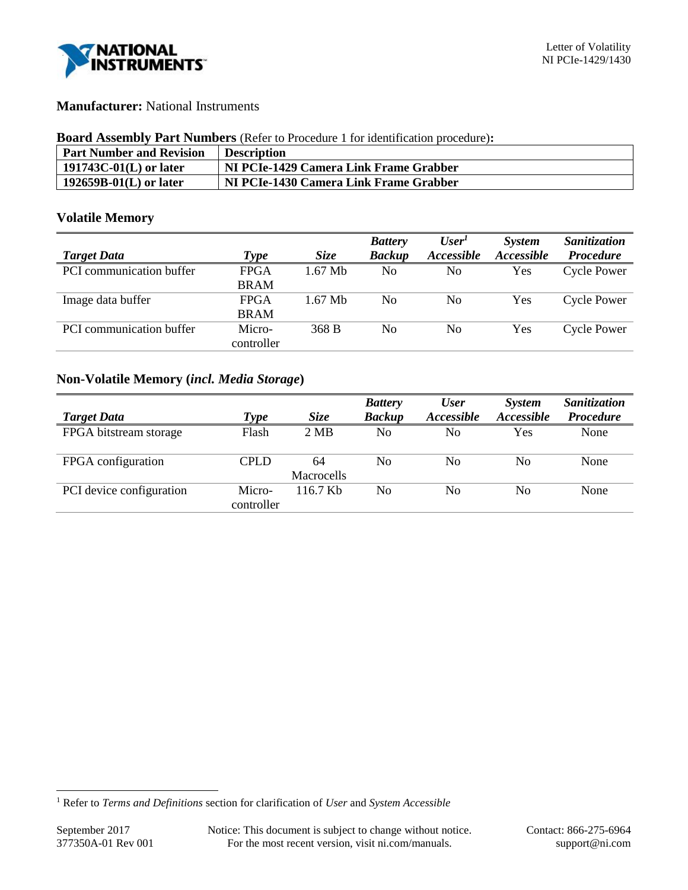**Manufacturer:** National Instruments

**Board Assembly Part Numbers** (Refer to Procedure 1 for identification procedure)**:**

| Part Number and Revision | Description |
|---|---|
| **191743C-01(L) or later** | **NI PCIe-1429 Camera Link Frame Grabber** |
| **192659B-01(L) or later** | **NI PCIe-1430 Camera Link Frame Grabber** |

## Volatile Memory

| *Target Data* | *Type* | *Size* | *Battery Backup* | *User[1] Accessible* | *System Accessible* | *Sanitization Procedure* |
|---|---|---|---|---|---|---|
| PCI communication buffer | FPGA BRAM | 1.67 Mb | No | No | Yes | Cycle Power |
| Image data buffer | FPGA BRAM | 1.67 Mb | No | No | Yes | Cycle Power |
| PCI communication buffer | Micro-controller | 368 B | No | No | Yes | Cycle Power |

## Non-Volatile Memory (*incl. Media Storage*)

| *Target Data* | *Type* | *Size* | *Battery Backup* | *User Accessible* | *System Accessible* | *Sanitization Procedure* |
|---|---|---|---|---|---|---|
| FPGA bitstream storage | Flash | 2 MB | No | No | Yes | None |
| FPGA configuration | CPLD | 64 Macrocells | No | No | No | None |
| PCI device configuration | Micro-controller | 116.7 Kb | No | No | No | None |

[1] Refer to *Terms and Definitions* section for clarification of *User* and *System Accessible*

September 2017
377350A-01 Rev 001

Notice: This document is subject to change without notice. For the most recent version, visit ni.com/manuals.

Contact: 866-275-6964
support@ni.com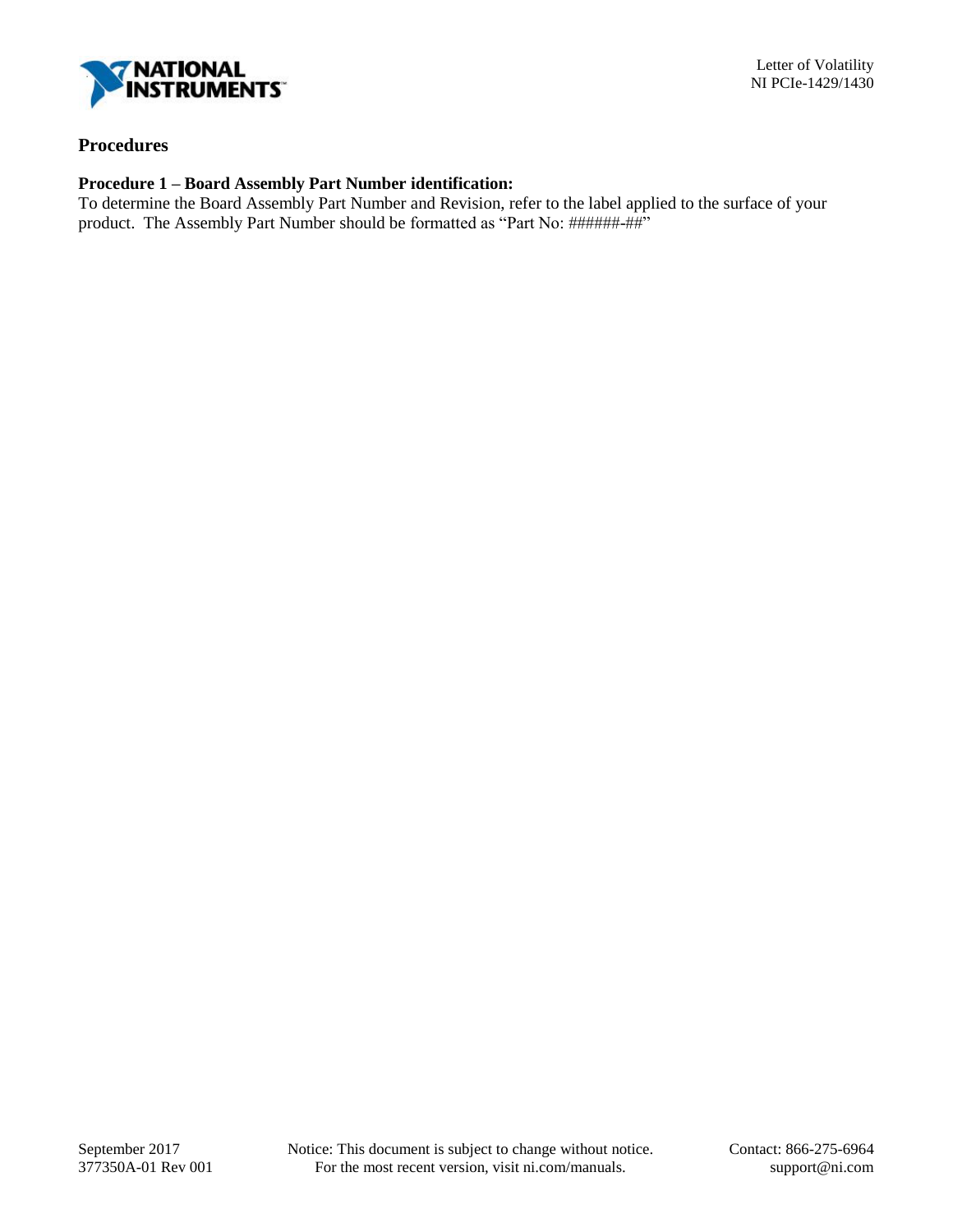## Procedures

### Procedure 1 – Board Assembly Part Number identification:

To determine the Board Assembly Part Number and Revision, refer to the label applied to the surface of your product. The Assembly Part Number should be formatted as "Part No: ######-##"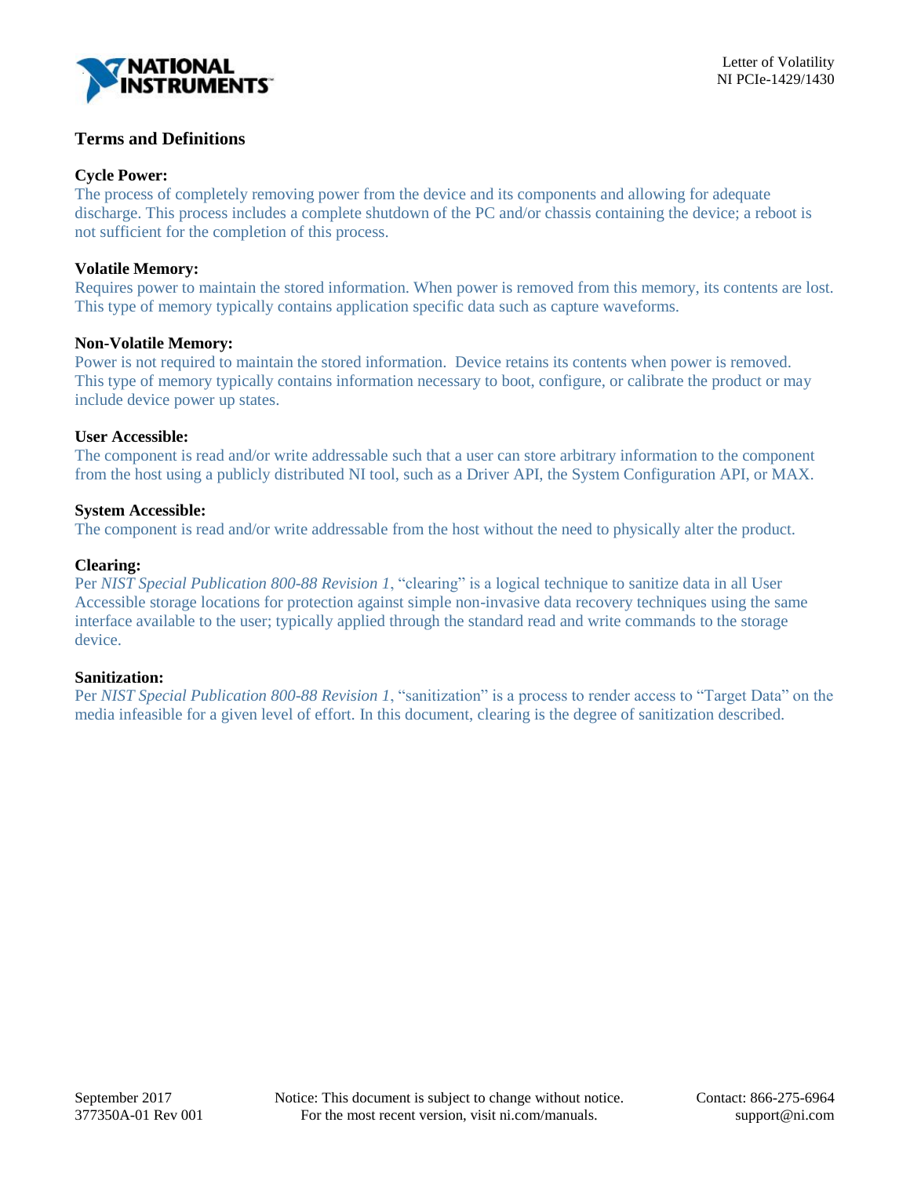## Terms and Definitions

**Cycle Power:**
The process of completely removing power from the device and its components and allowing for adequate discharge. This process includes a complete shutdown of the PC and/or chassis containing the device; a reboot is not sufficient for the completion of this process.

**Volatile Memory:**
Requires power to maintain the stored information. When power is removed from this memory, its contents are lost. This type of memory typically contains application specific data such as capture waveforms.

**Non-Volatile Memory:**
Power is not required to maintain the stored information. Device retains its contents when power is removed. This type of memory typically contains information necessary to boot, configure, or calibrate the product or may include device power up states.

**User Accessible:**
The component is read and/or write addressable such that a user can store arbitrary information to the component from the host using a publicly distributed NI tool, such as a Driver API, the System Configuration API, or MAX.

**System Accessible:**
The component is read and/or write addressable from the host without the need to physically alter the product.

**Clearing:**
Per *NIST Special Publication 800-88 Revision 1*, "clearing" is a logical technique to sanitize data in all User Accessible storage locations for protection against simple non-invasive data recovery techniques using the same interface available to the user; typically applied through the standard read and write commands to the storage device.

**Sanitization:**
Per *NIST Special Publication 800-88 Revision 1*, "sanitization" is a process to render access to "Target Data" on the media infeasible for a given level of effort. In this document, clearing is the degree of sanitization described.